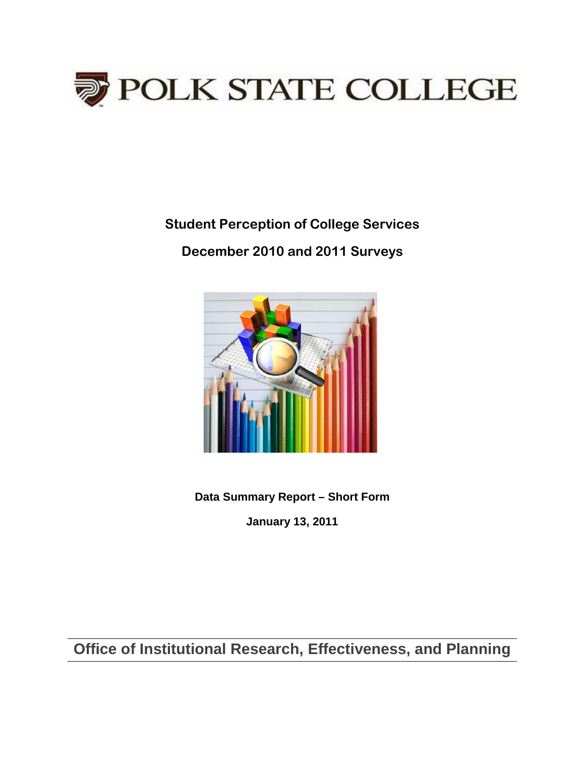# POLK STATE COLLEGE

## Student Perception of College Services

## December 2010 and 2011 Surveys

**Data Summary Report – Short Form**

**January 13, 2011**

**Office of Institutional Research, Effectiveness, and Planning**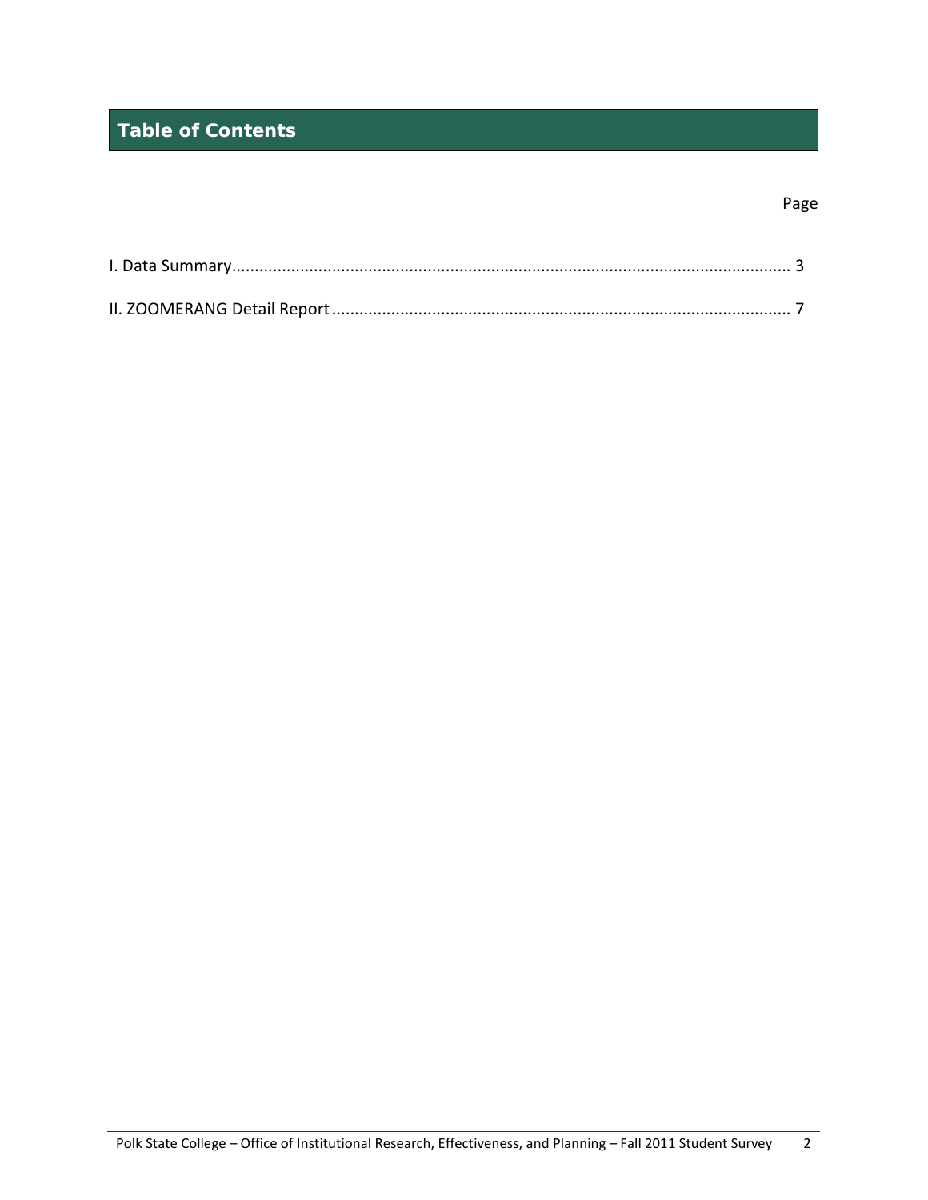# Table of Contents

| | Page |
|---|---|
| I. Data Summary | 3 |
| II. ZOOMERANG Detail Report | 7 |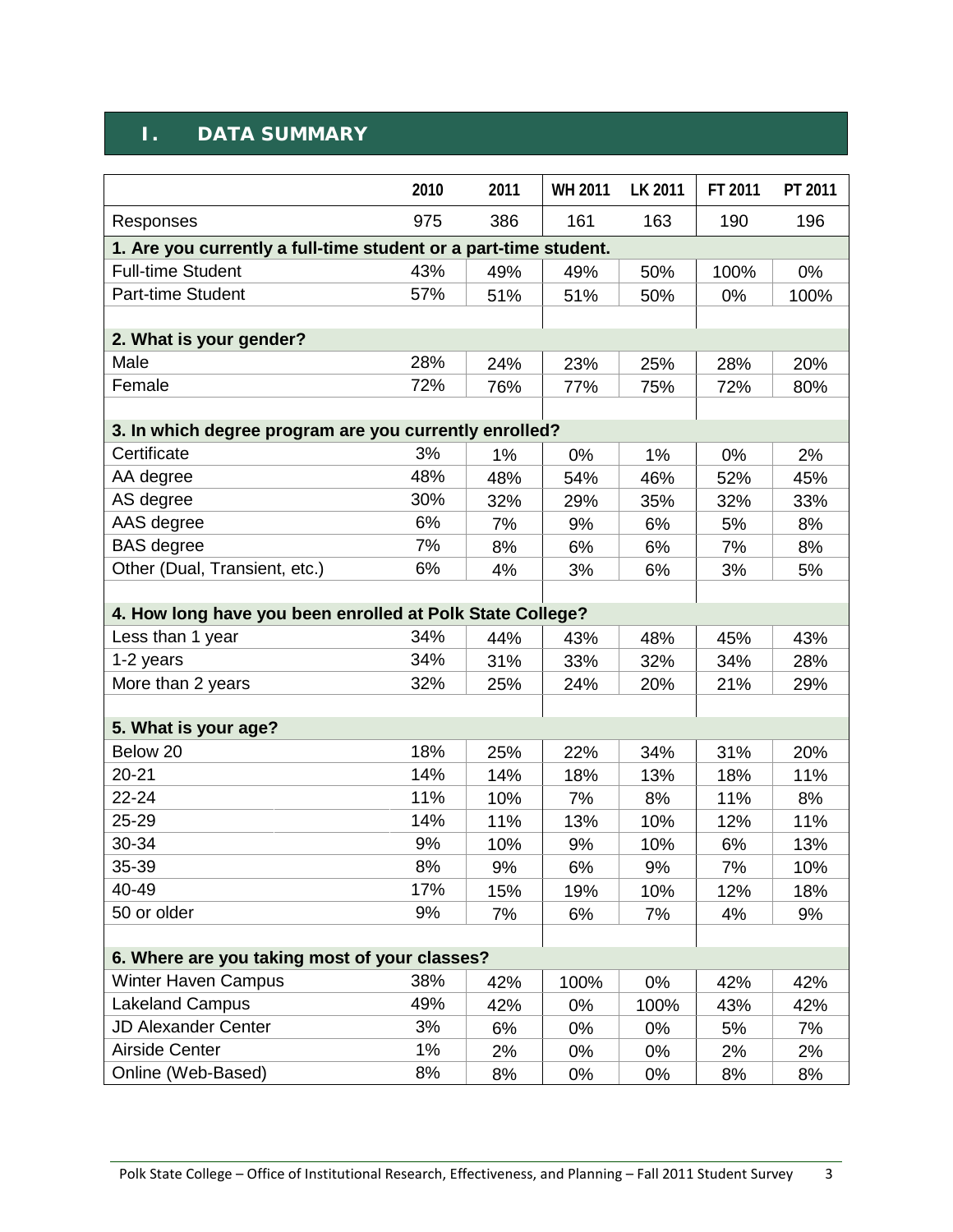# I. DATA SUMMARY

| | 2010 | 2011 | WH 2011 | LK 2011 | FT 2011 | PT 2011 |
|---|---|---|---|---|---|---|
| Responses | 975 | 386 | 161 | 163 | 190 | 196 |
| **1. Are you currently a full-time student or a part-time student.** | | | | | | |
| Full-time Student | 43% | 49% | 49% | 50% | 100% | 0% |
| Part-time Student | 57% | 51% | 51% | 50% | 0% | 100% |
| | | | | | | |
| **2. What is your gender?** | | | | | | |
| Male | 28% | 24% | 23% | 25% | 28% | 20% |
| Female | 72% | 76% | 77% | 75% | 72% | 80% |
| | | | | | | |
| **3. In which degree program are you currently enrolled?** | | | | | | |
| Certificate | 3% | 1% | 0% | 1% | 0% | 2% |
| AA degree | 48% | 48% | 54% | 46% | 52% | 45% |
| AS degree | 30% | 32% | 29% | 35% | 32% | 33% |
| AAS degree | 6% | 7% | 9% | 6% | 5% | 8% |
| BAS degree | 7% | 8% | 6% | 6% | 7% | 8% |
| Other (Dual, Transient, etc.) | 6% | 4% | 3% | 6% | 3% | 5% |
| | | | | | | |
| **4. How long have you been enrolled at Polk State College?** | | | | | | |
| Less than 1 year | 34% | 44% | 43% | 48% | 45% | 43% |
| 1-2 years | 34% | 31% | 33% | 32% | 34% | 28% |
| More than 2 years | 32% | 25% | 24% | 20% | 21% | 29% |
| | | | | | | |
| **5. What is your age?** | | | | | | |
| Below 20 | 18% | 25% | 22% | 34% | 31% | 20% |
| 20-21 | 14% | 14% | 18% | 13% | 18% | 11% |
| 22-24 | 11% | 10% | 7% | 8% | 11% | 8% |
| 25-29 | 14% | 11% | 13% | 10% | 12% | 11% |
| 30-34 | 9% | 10% | 9% | 10% | 6% | 13% |
| 35-39 | 8% | 9% | 6% | 9% | 7% | 10% |
| 40-49 | 17% | 15% | 19% | 10% | 12% | 18% |
| 50 or older | 9% | 7% | 6% | 7% | 4% | 9% |
| | | | | | | |
| **6. Where are you taking most of your classes?** | | | | | | |
| Winter Haven Campus | 38% | 42% | 100% | 0% | 42% | 42% |
| Lakeland Campus | 49% | 42% | 0% | 100% | 43% | 42% |
| JD Alexander Center | 3% | 6% | 0% | 0% | 5% | 7% |
| Airside Center | 1% | 2% | 0% | 0% | 2% | 2% |
| Online (Web-Based) | 8% | 8% | 0% | 0% | 8% | 8% |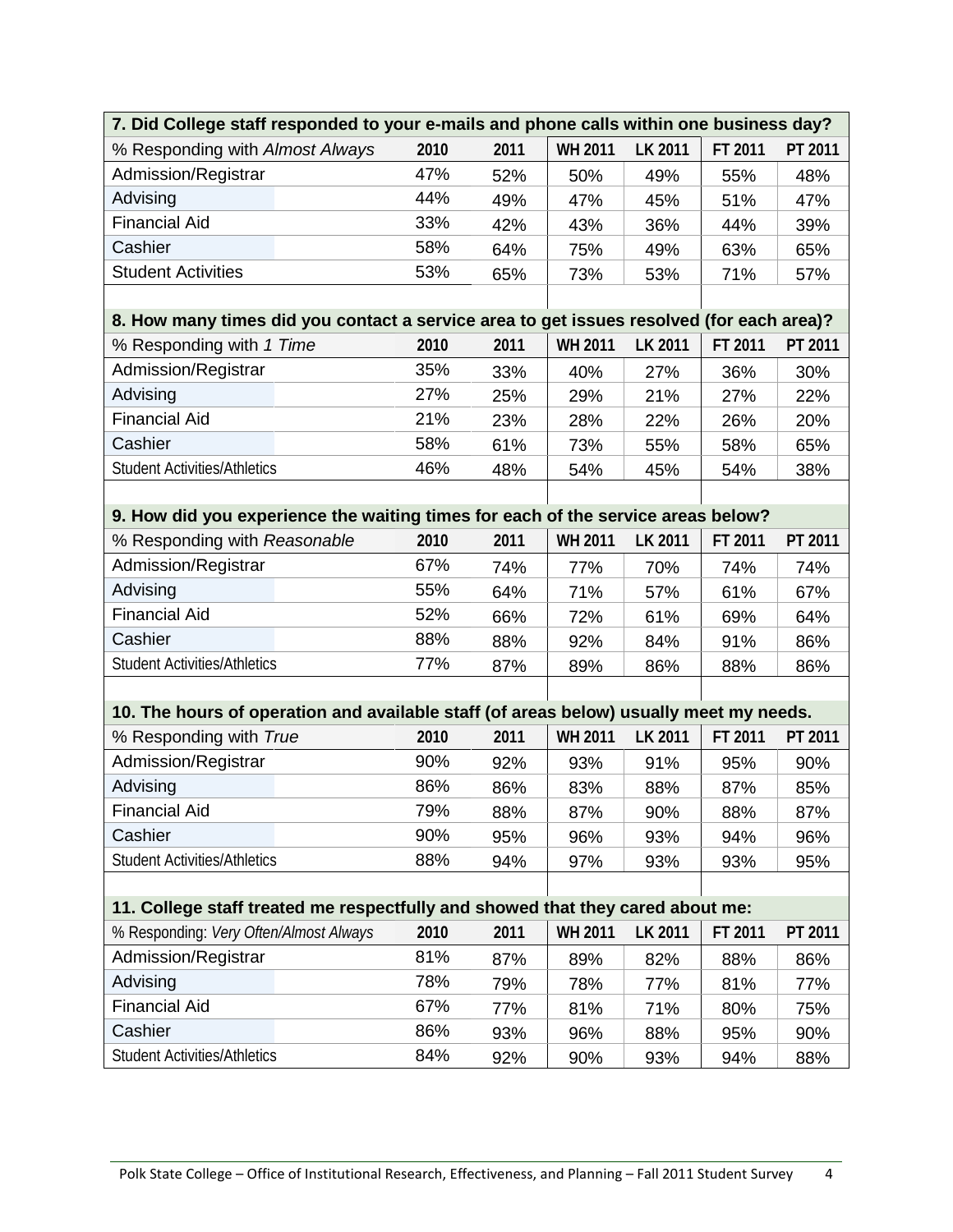| 7. Did College staff responded to your e-mails and phone calls within one business day? | | | | | | |
|---|---|---|---|---|---|---|
| % Responding with *Almost Always* | 2010 | 2011 | WH 2011 | LK 2011 | FT 2011 | PT 2011 |
| Admission/Registrar | 47% | 52% | 50% | 49% | 55% | 48% |
| Advising | 44% | 49% | 47% | 45% | 51% | 47% |
| Financial Aid | 33% | 42% | 43% | 36% | 44% | 39% |
| Cashier | 58% | 64% | 75% | 49% | 63% | 65% |
| Student Activities | 53% | 65% | 73% | 53% | 71% | 57% |

| 8. How many times did you contact a service area to get issues resolved (for each area)? | | | | | | |
|---|---|---|---|---|---|---|
| % Responding with *1 Time* | 2010 | 2011 | WH 2011 | LK 2011 | FT 2011 | PT 2011 |
| Admission/Registrar | 35% | 33% | 40% | 27% | 36% | 30% |
| Advising | 27% | 25% | 29% | 21% | 27% | 22% |
| Financial Aid | 21% | 23% | 28% | 22% | 26% | 20% |
| Cashier | 58% | 61% | 73% | 55% | 58% | 65% |
| Student Activities/Athletics | 46% | 48% | 54% | 45% | 54% | 38% |

| 9. How did you experience the waiting times for each of the service areas below? | | | | | | |
|---|---|---|---|---|---|---|
| % Responding with *Reasonable* | 2010 | 2011 | WH 2011 | LK 2011 | FT 2011 | PT 2011 |
| Admission/Registrar | 67% | 74% | 77% | 70% | 74% | 74% |
| Advising | 55% | 64% | 71% | 57% | 61% | 67% |
| Financial Aid | 52% | 66% | 72% | 61% | 69% | 64% |
| Cashier | 88% | 88% | 92% | 84% | 91% | 86% |
| Student Activities/Athletics | 77% | 87% | 89% | 86% | 88% | 86% |

| 10. The hours of operation and available staff (of areas below) usually meet my needs. | | | | | | |
|---|---|---|---|---|---|---|
| % Responding with *True* | 2010 | 2011 | WH 2011 | LK 2011 | FT 2011 | PT 2011 |
| Admission/Registrar | 90% | 92% | 93% | 91% | 95% | 90% |
| Advising | 86% | 86% | 83% | 88% | 87% | 85% |
| Financial Aid | 79% | 88% | 87% | 90% | 88% | 87% |
| Cashier | 90% | 95% | 96% | 93% | 94% | 96% |
| Student Activities/Athletics | 88% | 94% | 97% | 93% | 93% | 95% |

| 11. College staff treated me respectfully and showed that they cared about me: | | | | | | |
|---|---|---|---|---|---|---|
| % Responding: *Very Often/Almost Always* | 2010 | 2011 | WH 2011 | LK 2011 | FT 2011 | PT 2011 |
| Admission/Registrar | 81% | 87% | 89% | 82% | 88% | 86% |
| Advising | 78% | 79% | 78% | 77% | 81% | 77% |
| Financial Aid | 67% | 77% | 81% | 71% | 80% | 75% |
| Cashier | 86% | 93% | 96% | 88% | 95% | 90% |
| Student Activities/Athletics | 84% | 92% | 90% | 93% | 94% | 88% |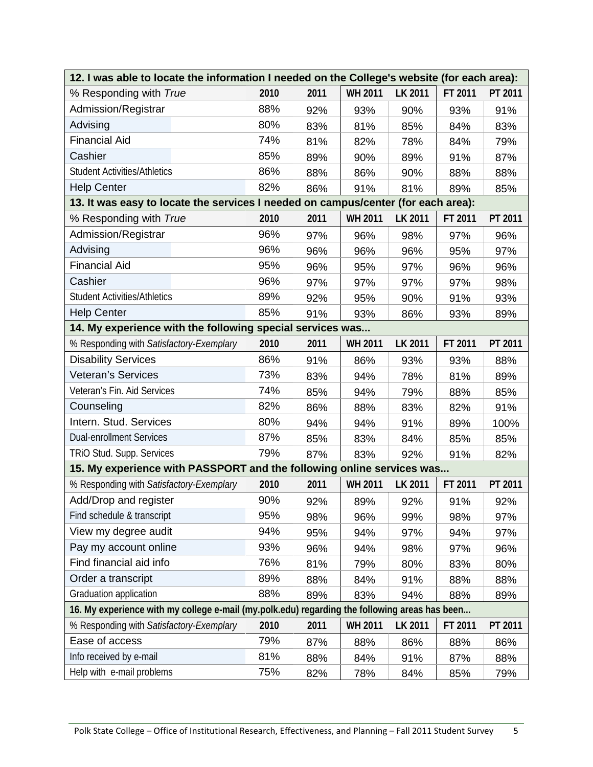| 12. I was able to locate the information I needed on the College's website (for each area): | | | | | | |
|---|---|---|---|---|---|---|
| % Responding with *True* | 2010 | 2011 | WH 2011 | LK 2011 | FT 2011 | PT 2011 |
| Admission/Registrar | 88% | 92% | 93% | 90% | 93% | 91% |
| Advising | 80% | 83% | 81% | 85% | 84% | 83% |
| Financial Aid | 74% | 81% | 82% | 78% | 84% | 79% |
| Cashier | 85% | 89% | 90% | 89% | 91% | 87% |
| Student Activities/Athletics | 86% | 88% | 86% | 90% | 88% | 88% |
| Help Center | 82% | 86% | 91% | 81% | 89% | 85% |

| 13. It was easy to locate the services I needed on campus/center (for each area): | | | | | | |
|---|---|---|---|---|---|---|
| % Responding with *True* | 2010 | 2011 | WH 2011 | LK 2011 | FT 2011 | PT 2011 |
| Admission/Registrar | 96% | 97% | 96% | 98% | 97% | 96% |
| Advising | 96% | 96% | 96% | 96% | 95% | 97% |
| Financial Aid | 95% | 96% | 95% | 97% | 96% | 96% |
| Cashier | 96% | 97% | 97% | 97% | 97% | 98% |
| Student Activities/Athletics | 89% | 92% | 95% | 90% | 91% | 93% |
| Help Center | 85% | 91% | 93% | 86% | 93% | 89% |

| 14. My experience with the following special services was... | | | | | | |
|---|---|---|---|---|---|---|
| % Responding with *Satisfactory-Exemplary* | 2010 | 2011 | WH 2011 | LK 2011 | FT 2011 | PT 2011 |
| Disability Services | 86% | 91% | 86% | 93% | 93% | 88% |
| Veteran's Services | 73% | 83% | 94% | 78% | 81% | 89% |
| Veteran's Fin. Aid Services | 74% | 85% | 94% | 79% | 88% | 85% |
| Counseling | 82% | 86% | 88% | 83% | 82% | 91% |
| Intern. Stud. Services | 80% | 94% | 94% | 91% | 89% | 100% |
| Dual-enrollment Services | 87% | 85% | 83% | 84% | 85% | 85% |
| TRiO Stud. Supp. Services | 79% | 87% | 83% | 92% | 91% | 82% |

| 15. My experience with PASSPORT and the following online services was... | | | | | | |
|---|---|---|---|---|---|---|
| % Responding with *Satisfactory-Exemplary* | 2010 | 2011 | WH 2011 | LK 2011 | FT 2011 | PT 2011 |
| Add/Drop and register | 90% | 92% | 89% | 92% | 91% | 92% |
| Find schedule & transcript | 95% | 98% | 96% | 99% | 98% | 97% |
| View my degree audit | 94% | 95% | 94% | 97% | 94% | 97% |
| Pay my account online | 93% | 96% | 94% | 98% | 97% | 96% |
| Find financial aid info | 76% | 81% | 79% | 80% | 83% | 80% |
| Order a transcript | 89% | 88% | 84% | 91% | 88% | 88% |
| Graduation application | 88% | 89% | 83% | 94% | 88% | 89% |

| 16. My experience with my college e-mail (my.polk.edu) regarding the following areas has been... | | | | | | |
|---|---|---|---|---|---|---|
| % Responding with *Satisfactory-Exemplary* | 2010 | 2011 | WH 2011 | LK 2011 | FT 2011 | PT 2011 |
| Ease of access | 79% | 87% | 88% | 86% | 88% | 86% |
| Info received by e-mail | 81% | 88% | 84% | 91% | 87% | 88% |
| Help with e-mail problems | 75% | 82% | 78% | 84% | 85% | 79% |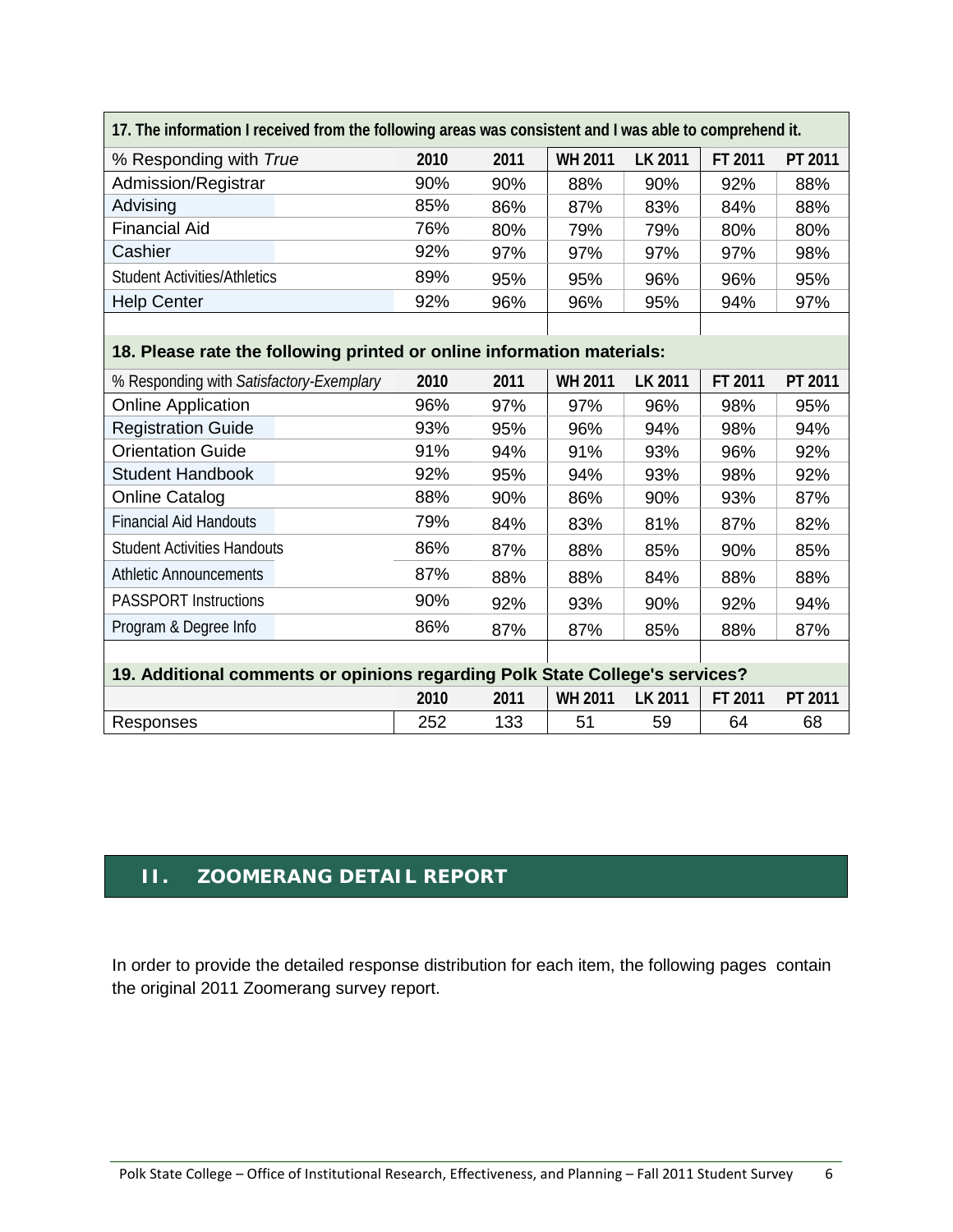| 17. The information I received from the following areas was consistent and I was able to comprehend it. | | | | | | |
|---|---|---|---|---|---|---|
| % Responding with *True* | 2010 | 2011 | WH 2011 | LK 2011 | FT 2011 | PT 2011 |
| Admission/Registrar | 90% | 90% | 88% | 90% | 92% | 88% |
| Advising | 85% | 86% | 87% | 83% | 84% | 88% |
| Financial Aid | 76% | 80% | 79% | 79% | 80% | 80% |
| Cashier | 92% | 97% | 97% | 97% | 97% | 98% |
| Student Activities/Athletics | 89% | 95% | 95% | 96% | 96% | 95% |
| Help Center | 92% | 96% | 96% | 95% | 94% | 97% |

| 18. Please rate the following printed or online information materials: | | | | | | |
|---|---|---|---|---|---|---|
| % Responding with *Satisfactory-Exemplary* | 2010 | 2011 | WH 2011 | LK 2011 | FT 2011 | PT 2011 |
| Online Application | 96% | 97% | 97% | 96% | 98% | 95% |
| Registration Guide | 93% | 95% | 96% | 94% | 98% | 94% |
| Orientation Guide | 91% | 94% | 91% | 93% | 96% | 92% |
| Student Handbook | 92% | 95% | 94% | 93% | 98% | 92% |
| Online Catalog | 88% | 90% | 86% | 90% | 93% | 87% |
| Financial Aid Handouts | 79% | 84% | 83% | 81% | 87% | 82% |
| Student Activities Handouts | 86% | 87% | 88% | 85% | 90% | 85% |
| Athletic Announcements | 87% | 88% | 88% | 84% | 88% | 88% |
| PASSPORT Instructions | 90% | 92% | 93% | 90% | 92% | 94% |
| Program & Degree Info | 86% | 87% | 87% | 85% | 88% | 87% |

| 19. Additional comments or opinions regarding Polk State College's services? | | | | | | |
|---|---|---|---|---|---|---|
| | 2010 | 2011 | WH 2011 | LK 2011 | FT 2011 | PT 2011 |
| Responses | 252 | 133 | 51 | 59 | 64 | 68 |

## II. ZOOMERANG DETAIL REPORT

In order to provide the detailed response distribution for each item, the following pages contain the original 2011 Zoomerang survey report.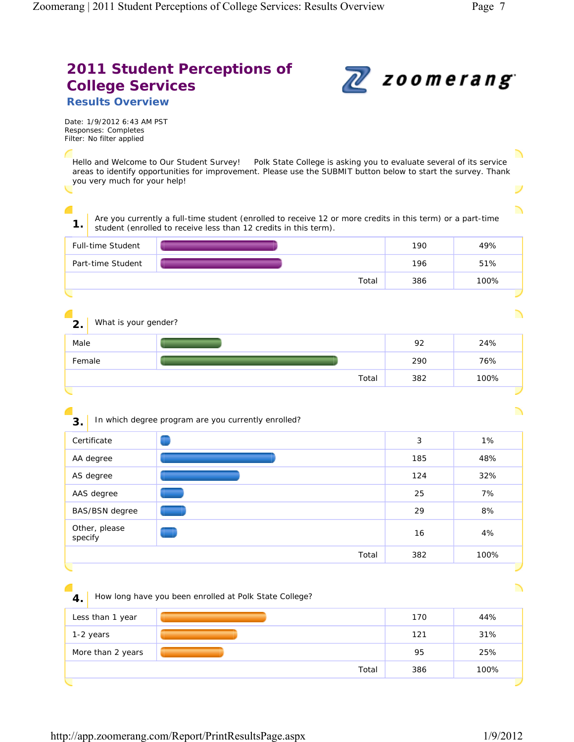# 2011 Student Perceptions of College Services

## Results Overview

Date: 1/9/2012 6:43 AM PST
Responses: Completes
Filter: No filter applied

Hello and Welcome to Our Student Survey! Polk State College is asking you to evaluate several of its service areas to identify opportunities for improvement. Please use the SUBMIT button below to start the survey. Thank you very much for your help!

**1.** Are you currently a full-time student (enrolled to receive 12 or more credits in this term) or a part-time student (enrolled to receive less than 12 credits in this term).

| | Count | Percent |
|---|---|---|
| Full-time Student | 190 | 49% |
| Part-time Student | 196 | 51% |
| Total | 386 | 100% |

**2.** What is your gender?

| | Count | Percent |
|---|---|---|
| Male | 92 | 24% |
| Female | 290 | 76% |
| Total | 382 | 100% |

**3.** In which degree program are you currently enrolled?

| | Count | Percent |
|---|---|---|
| Certificate | 3 | 1% |
| AA degree | 185 | 48% |
| AS degree | 124 | 32% |
| AAS degree | 25 | 7% |
| BAS/BSN degree | 29 | 8% |
| Other, please specify | 16 | 4% |
| Total | 382 | 100% |

**4.** How long have you been enrolled at Polk State College?

| | Count | Percent |
|---|---|---|
| Less than 1 year | 170 | 44% |
| 1-2 years | 121 | 31% |
| More than 2 years | 95 | 25% |
| Total | 386 | 100% |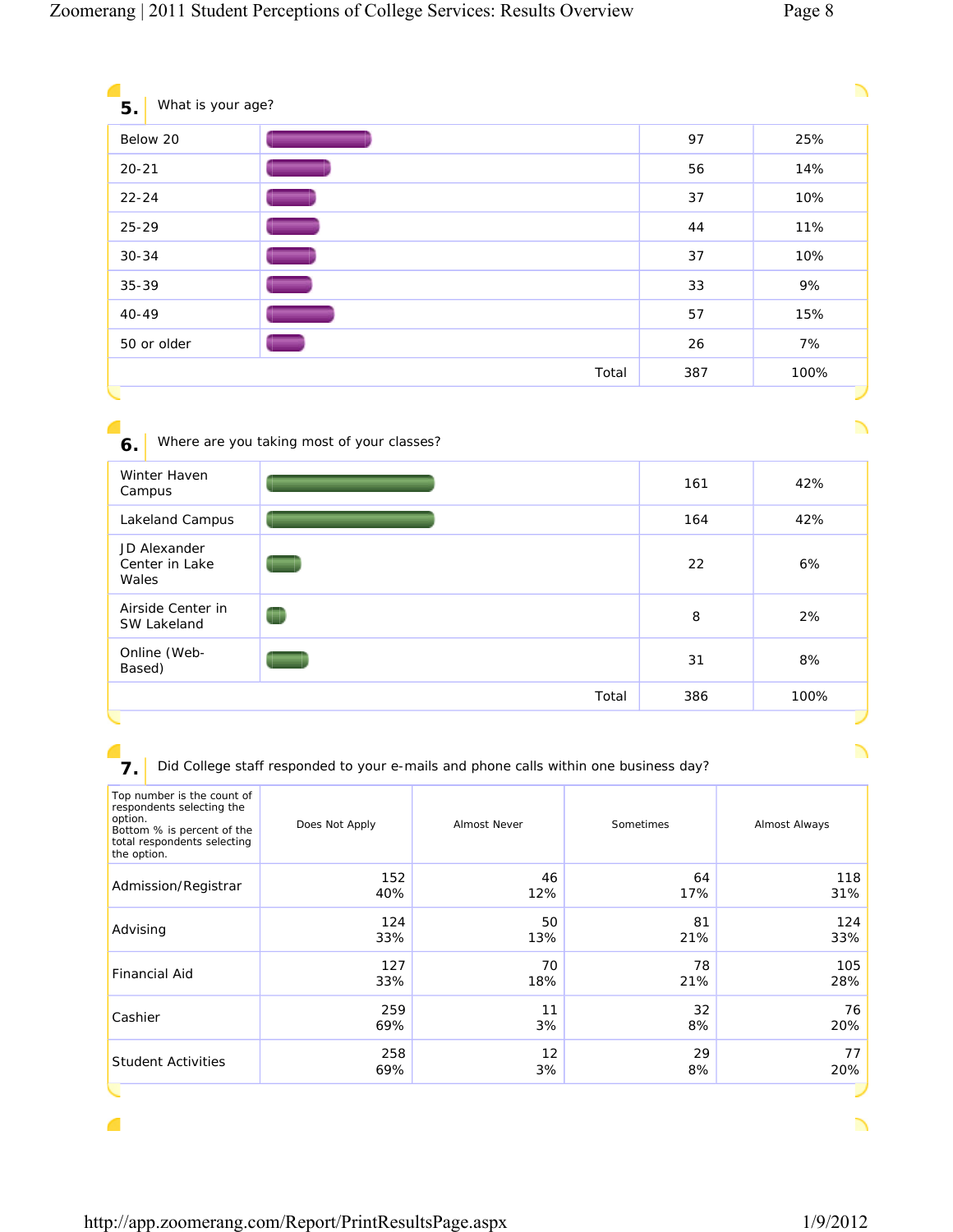## 5. What is your age?

| | Count | Percent |
|---|---|---|
| Below 20 | 97 | 25% |
| 20-21 | 56 | 14% |
| 22-24 | 37 | 10% |
| 25-29 | 44 | 11% |
| 30-34 | 37 | 10% |
| 35-39 | 33 | 9% |
| 40-49 | 57 | 15% |
| 50 or older | 26 | 7% |
| Total | 387 | 100% |

## 6. Where are you taking most of your classes?

| | Count | Percent |
|---|---|---|
| Winter Haven Campus | 161 | 42% |
| Lakeland Campus | 164 | 42% |
| JD Alexander Center in Lake Wales | 22 | 6% |
| Airside Center in SW Lakeland | 8 | 2% |
| Online (Web-Based) | 31 | 8% |
| Total | 386 | 100% |

## 7. Did College staff responded to your e-mails and phone calls within one business day?

| Top number is the count of respondents selecting the option. Bottom % is percent of the total respondents selecting the option. | Does Not Apply | Almost Never | Sometimes | Almost Always |
|---|---|---|---|---|
| Admission/Registrar | 152<br>40% | 46<br>12% | 64<br>17% | 118<br>31% |
| Advising | 124<br>33% | 50<br>13% | 81<br>21% | 124<br>33% |
| Financial Aid | 127<br>33% | 70<br>18% | 78<br>21% | 105<br>28% |
| Cashier | 259<br>69% | 11<br>3% | 32<br>8% | 76<br>20% |
| Student Activities | 258<br>69% | 12<br>3% | 29<br>8% | 77<br>20% |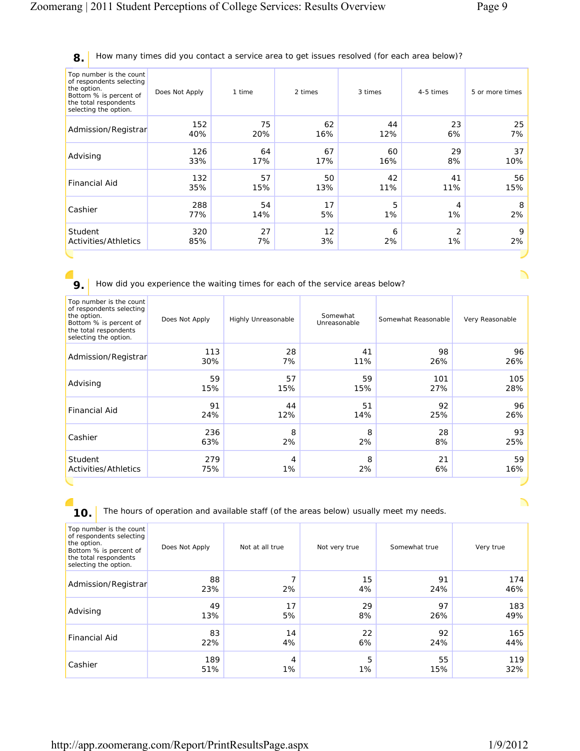## 8. How many times did you contact a service area to get issues resolved (for each area below)?

| Top number is the count of respondents selecting the option. Bottom % is percent of the total respondents selecting the option. | Does Not Apply | 1 time | 2 times | 3 times | 4-5 times | 5 or more times |
|---|---|---|---|---|---|---|
| Admission/Registrar | 152 40% | 75 20% | 62 16% | 44 12% | 23 6% | 25 7% |
| Advising | 126 33% | 64 17% | 67 17% | 60 16% | 29 8% | 37 10% |
| Financial Aid | 132 35% | 57 15% | 50 13% | 42 11% | 41 11% | 56 15% |
| Cashier | 288 77% | 54 14% | 17 5% | 5 1% | 4 1% | 8 2% |
| Student Activities/Athletics | 320 85% | 27 7% | 12 3% | 6 2% | 2 1% | 9 2% |

## 9. How did you experience the waiting times for each of the service areas below?

| Top number is the count of respondents selecting the option. Bottom % is percent of the total respondents selecting the option. | Does Not Apply | Highly Unreasonable | Somewhat Unreasonable | Somewhat Reasonable | Very Reasonable |
|---|---|---|---|---|---|
| Admission/Registrar | 113 30% | 28 7% | 41 11% | 98 26% | 96 26% |
| Advising | 59 15% | 57 15% | 59 15% | 101 27% | 105 28% |
| Financial Aid | 91 24% | 44 12% | 51 14% | 92 25% | 96 26% |
| Cashier | 236 63% | 8 2% | 8 2% | 28 8% | 93 25% |
| Student Activities/Athletics | 279 75% | 4 1% | 8 2% | 21 6% | 59 16% |

## 10. The hours of operation and available staff (of the areas below) usually meet my needs.

| Top number is the count of respondents selecting the option. Bottom % is percent of the total respondents selecting the option. | Does Not Apply | Not at all true | Not very true | Somewhat true | Very true |
|---|---|---|---|---|---|
| Admission/Registrar | 88 23% | 7 2% | 15 4% | 91 24% | 174 46% |
| Advising | 49 13% | 17 5% | 29 8% | 97 26% | 183 49% |
| Financial Aid | 83 22% | 14 4% | 22 6% | 92 24% | 165 44% |
| Cashier | 189 51% | 4 1% | 5 1% | 55 15% | 119 32% |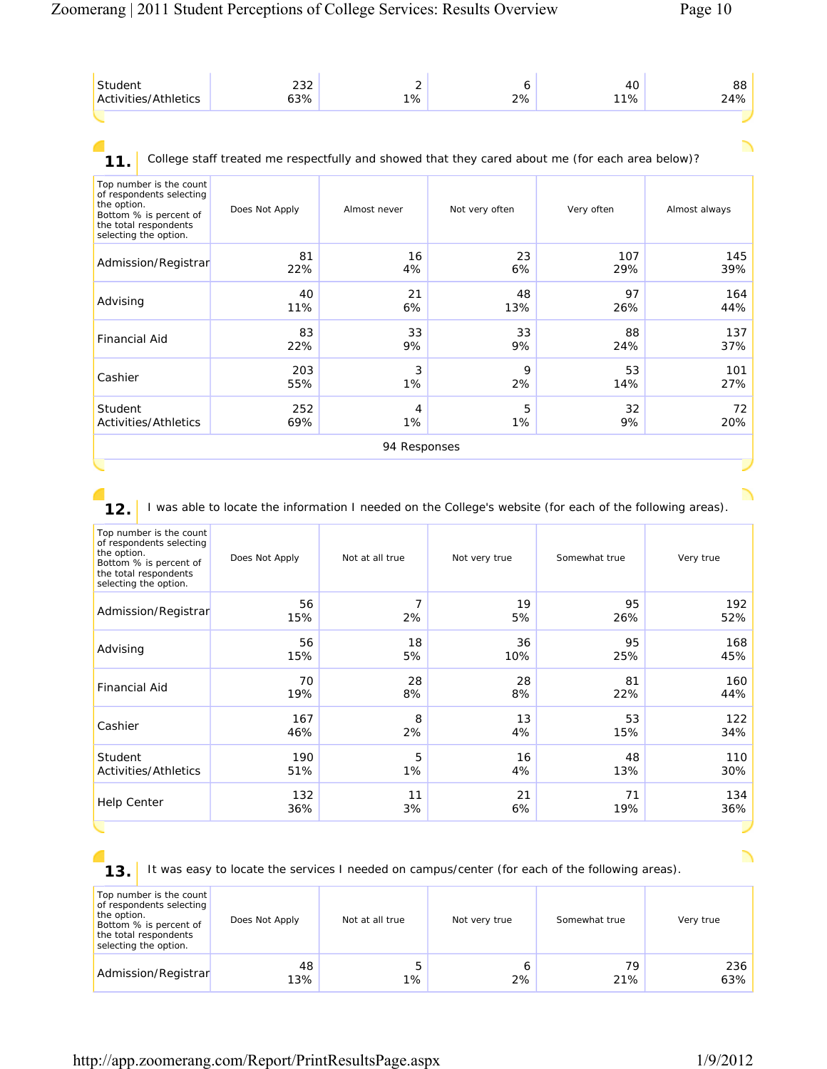| | | | | | |
|---|---|---|---|---|---|
| Student Activities/Athletics | 232<br>63% | 2<br>1% | 6<br>2% | 40<br>11% | 88<br>24% |

**11.** College staff treated me respectfully and showed that they cared about me (for each area below)?

| Top number is the count of respondents selecting the option. Bottom % is percent of the total respondents selecting the option. | Does Not Apply | Almost never | Not very often | Very often | Almost always |
|---|---|---|---|---|---|
| Admission/Registrar | 81<br>22% | 16<br>4% | 23<br>6% | 107<br>29% | 145<br>39% |
| Advising | 40<br>11% | 21<br>6% | 48<br>13% | 97<br>26% | 164<br>44% |
| Financial Aid | 83<br>22% | 33<br>9% | 33<br>9% | 88<br>24% | 137<br>37% |
| Cashier | 203<br>55% | 3<br>1% | 9<br>2% | 53<br>14% | 101<br>27% |
| Student Activities/Athletics | 252<br>69% | 4<br>1% | 5<br>1% | 32<br>9% | 72<br>20% |
| 94 Responses | | | | | |

**12.** I was able to locate the information I needed on the College's website (for each of the following areas).

| Top number is the count of respondents selecting the option. Bottom % is percent of the total respondents selecting the option. | Does Not Apply | Not at all true | Not very true | Somewhat true | Very true |
|---|---|---|---|---|---|
| Admission/Registrar | 56<br>15% | 7<br>2% | 19<br>5% | 95<br>26% | 192<br>52% |
| Advising | 56<br>15% | 18<br>5% | 36<br>10% | 95<br>25% | 168<br>45% |
| Financial Aid | 70<br>19% | 28<br>8% | 28<br>8% | 81<br>22% | 160<br>44% |
| Cashier | 167<br>46% | 8<br>2% | 13<br>4% | 53<br>15% | 122<br>34% |
| Student Activities/Athletics | 190<br>51% | 5<br>1% | 16<br>4% | 48<br>13% | 110<br>30% |
| Help Center | 132<br>36% | 11<br>3% | 21<br>6% | 71<br>19% | 134<br>36% |

**13.** It was easy to locate the services I needed on campus/center (for each of the following areas).

| Top number is the count of respondents selecting the option. Bottom % is percent of the total respondents selecting the option. | Does Not Apply | Not at all true | Not very true | Somewhat true | Very true |
|---|---|---|---|---|---|
| Admission/Registrar | 48<br>13% | 5<br>1% | 6<br>2% | 79<br>21% | 236<br>63% |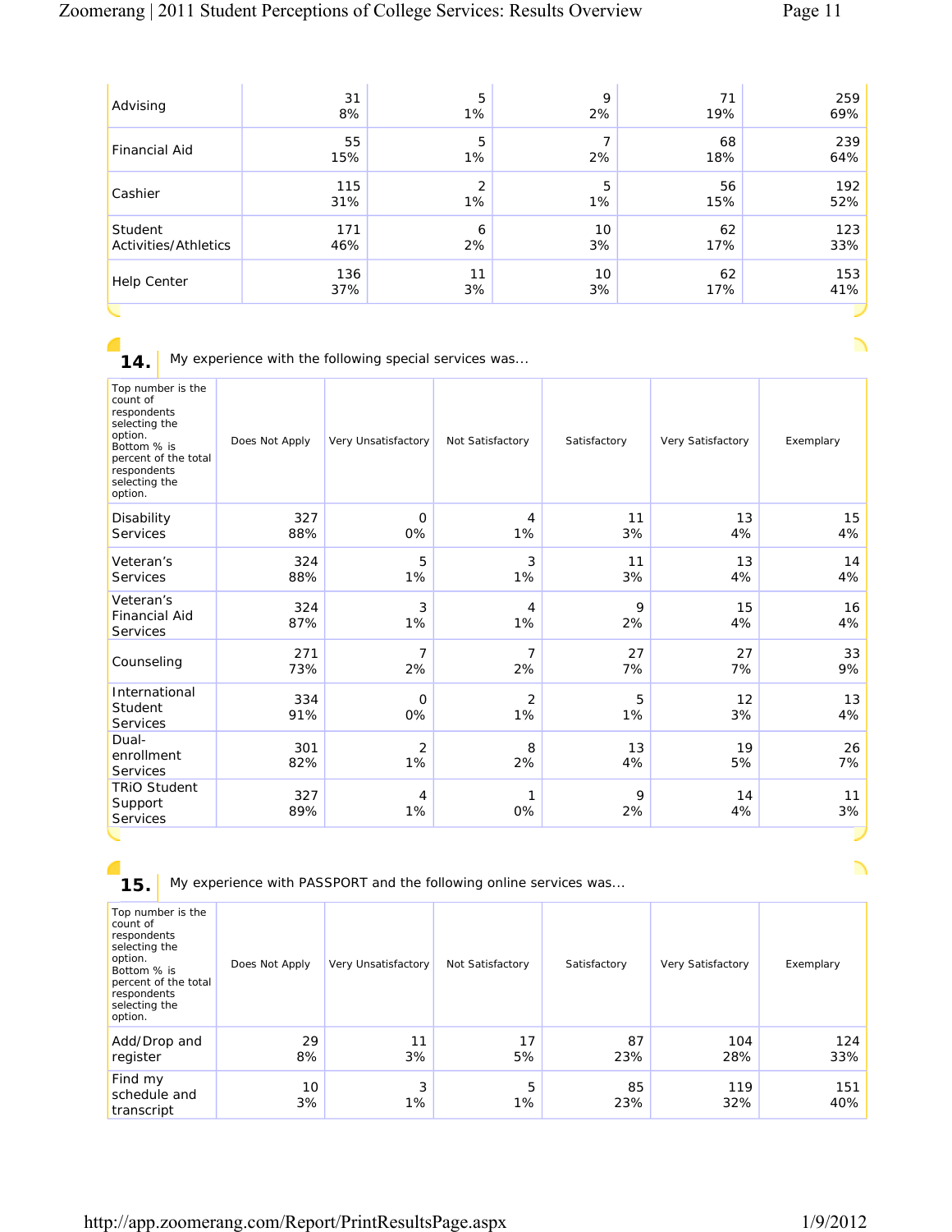| | | | | | |
|---|---|---|---|---|---|
| Advising | 31<br>8% | 5<br>1% | 9<br>2% | 71<br>19% | 259<br>69% |
| Financial Aid | 55<br>15% | 5<br>1% | 7<br>2% | 68<br>18% | 239<br>64% |
| Cashier | 115<br>31% | 2<br>1% | 5<br>1% | 56<br>15% | 192<br>52% |
| Student Activities/Athletics | 171<br>46% | 6<br>2% | 10<br>3% | 62<br>17% | 123<br>33% |
| Help Center | 136<br>37% | 11<br>3% | 10<br>3% | 62<br>17% | 153<br>41% |

**14.** My experience with the following special services was...

| Top number is the count of respondents selecting the option. Bottom % is percent of the total respondents selecting the option. | Does Not Apply | Very Unsatisfactory | Not Satisfactory | Satisfactory | Very Satisfactory | Exemplary |
|---|---|---|---|---|---|---|
| Disability Services | 327<br>88% | 0<br>0% | 4<br>1% | 11<br>3% | 13<br>4% | 15<br>4% |
| Veteran's Services | 324<br>88% | 5<br>1% | 3<br>1% | 11<br>3% | 13<br>4% | 14<br>4% |
| Veteran's Financial Aid Services | 324<br>87% | 3<br>1% | 4<br>1% | 9<br>2% | 15<br>4% | 16<br>4% |
| Counseling | 271<br>73% | 7<br>2% | 7<br>2% | 27<br>7% | 27<br>7% | 33<br>9% |
| International Student Services | 334<br>91% | 0<br>0% | 2<br>1% | 5<br>1% | 12<br>3% | 13<br>4% |
| Dual-enrollment Services | 301<br>82% | 2<br>1% | 8<br>2% | 13<br>4% | 19<br>5% | 26<br>7% |
| TRiO Student Support Services | 327<br>89% | 4<br>1% | 1<br>0% | 9<br>2% | 14<br>4% | 11<br>3% |

**15.** My experience with PASSPORT and the following online services was...

| Top number is the count of respondents selecting the option. Bottom % is percent of the total respondents selecting the option. | Does Not Apply | Very Unsatisfactory | Not Satisfactory | Satisfactory | Very Satisfactory | Exemplary |
|---|---|---|---|---|---|---|
| Add/Drop and register | 29<br>8% | 11<br>3% | 17<br>5% | 87<br>23% | 104<br>28% | 124<br>33% |
| Find my schedule and transcript | 10<br>3% | 3<br>1% | 5<br>1% | 85<br>23% | 119<br>32% | 151<br>40% |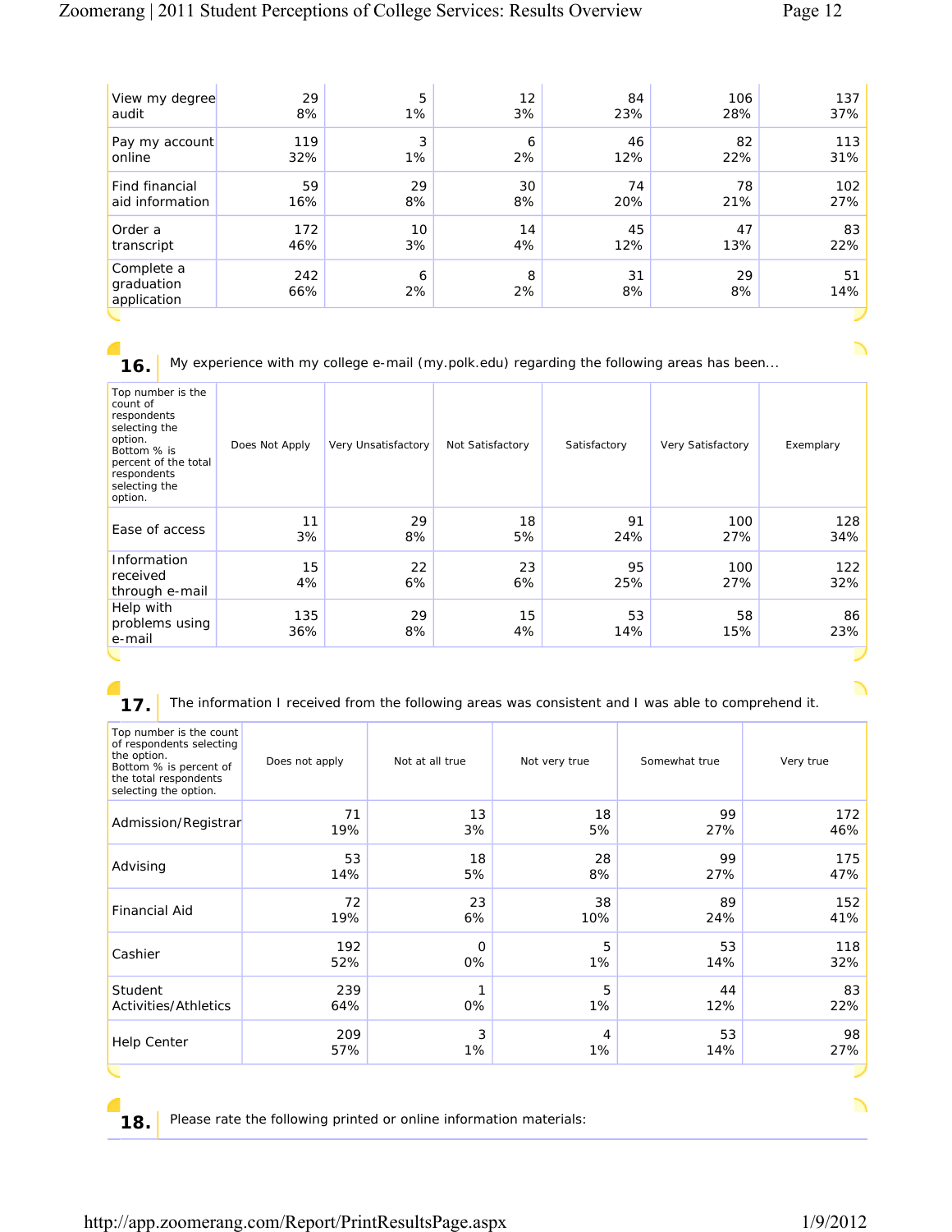| | | | | | | |
|---|---|---|---|---|---|---|
| View my degree audit | 29<br>8% | 5<br>1% | 12<br>3% | 84<br>23% | 106<br>28% | 137<br>37% |
| Pay my account online | 119<br>32% | 3<br>1% | 6<br>2% | 46<br>12% | 82<br>22% | 113<br>31% |
| Find financial aid information | 59<br>16% | 29<br>8% | 30<br>8% | 74<br>20% | 78<br>21% | 102<br>27% |
| Order a transcript | 172<br>46% | 10<br>3% | 14<br>4% | 45<br>12% | 47<br>13% | 83<br>22% |
| Complete a graduation application | 242<br>66% | 6<br>2% | 8<br>2% | 31<br>8% | 29<br>8% | 51<br>14% |

**16.** My experience with my college e-mail (my.polk.edu) regarding the following areas has been...

| Top number is the count of respondents selecting the option. Bottom % is percent of the total respondents selecting the option. | Does Not Apply | Very Unsatisfactory | Not Satisfactory | Satisfactory | Very Satisfactory | Exemplary |
|---|---|---|---|---|---|---|
| Ease of access | 11<br>3% | 29<br>8% | 18<br>5% | 91<br>24% | 100<br>27% | 128<br>34% |
| Information received through e-mail | 15<br>4% | 22<br>6% | 23<br>6% | 95<br>25% | 100<br>27% | 122<br>32% |
| Help with problems using e-mail | 135<br>36% | 29<br>8% | 15<br>4% | 53<br>14% | 58<br>15% | 86<br>23% |

**17.** The information I received from the following areas was consistent and I was able to comprehend it.

| Top number is the count of respondents selecting the option. Bottom % is percent of the total respondents selecting the option. | Does not apply | Not at all true | Not very true | Somewhat true | Very true |
|---|---|---|---|---|---|
| Admission/Registrar | 71<br>19% | 13<br>3% | 18<br>5% | 99<br>27% | 172<br>46% |
| Advising | 53<br>14% | 18<br>5% | 28<br>8% | 99<br>27% | 175<br>47% |
| Financial Aid | 72<br>19% | 23<br>6% | 38<br>10% | 89<br>24% | 152<br>41% |
| Cashier | 192<br>52% | 0<br>0% | 5<br>1% | 53<br>14% | 118<br>32% |
| Student Activities/Athletics | 239<br>64% | 1<br>0% | 5<br>1% | 44<br>12% | 83<br>22% |
| Help Center | 209<br>57% | 3<br>1% | 4<br>1% | 53<br>14% | 98<br>27% |

**18.** Please rate the following printed or online information materials: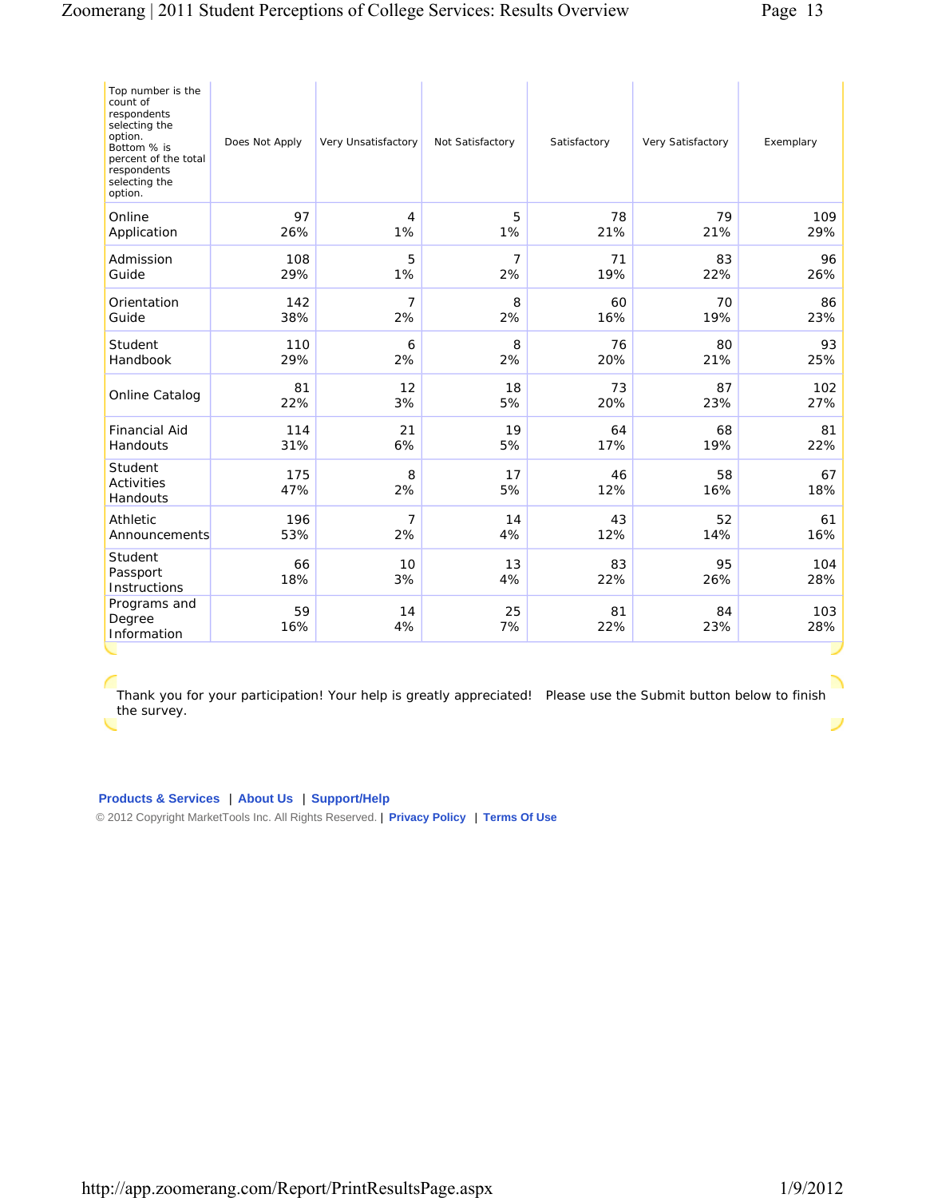| Top number is the count of respondents selecting the option. Bottom % is percent of the total respondents selecting the option. | Does Not Apply | Very Unsatisfactory | Not Satisfactory | Satisfactory | Very Satisfactory | Exemplary |
|---|---|---|---|---|---|---|
| Online Application | 97<br>26% | 4<br>1% | 5<br>1% | 78<br>21% | 79<br>21% | 109<br>29% |
| Admission Guide | 108<br>29% | 5<br>1% | 7<br>2% | 71<br>19% | 83<br>22% | 96<br>26% |
| Orientation Guide | 142<br>38% | 7<br>2% | 8<br>2% | 60<br>16% | 70<br>19% | 86<br>23% |
| Student Handbook | 110<br>29% | 6<br>2% | 8<br>2% | 76<br>20% | 80<br>21% | 93<br>25% |
| Online Catalog | 81<br>22% | 12<br>3% | 18<br>5% | 73<br>20% | 87<br>23% | 102<br>27% |
| Financial Aid Handouts | 114<br>31% | 21<br>6% | 19<br>5% | 64<br>17% | 68<br>19% | 81<br>22% |
| Student Activities Handouts | 175<br>47% | 8<br>2% | 17<br>5% | 46<br>12% | 58<br>16% | 67<br>18% |
| Athletic Announcements | 196<br>53% | 7<br>2% | 14<br>4% | 43<br>12% | 52<br>14% | 61<br>16% |
| Student Passport Instructions | 66<br>18% | 10<br>3% | 13<br>4% | 83<br>22% | 95<br>26% | 104<br>28% |
| Programs and Degree Information | 59<br>16% | 14<br>4% | 25<br>7% | 81<br>22% | 84<br>23% | 103<br>28% |

Thank you for your participation! Your help is greatly appreciated! Please use the Submit button below to finish the survey.

**Products & Services** | **About Us** | **Support/Help**

© 2012 Copyright MarketTools Inc. All Rights Reserved. | **Privacy Policy** | **Terms Of Use**